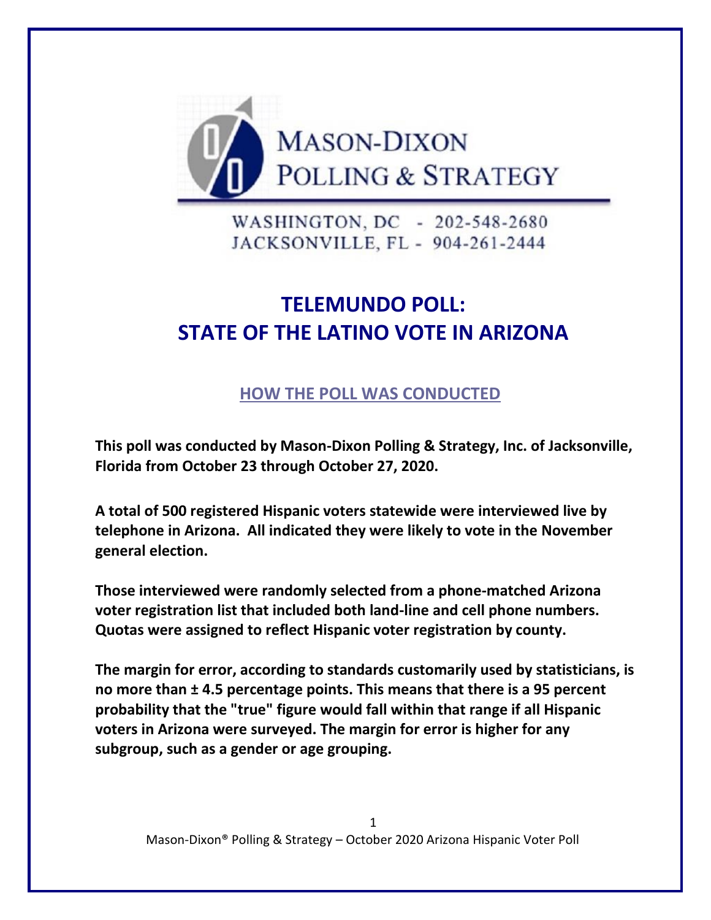MASON-DIXON
POLLING & STRATEGY

WASHINGTON, DC - 202-548-2680
JACKSONVILLE, FL - 904-261-2444

# TELEMUNDO POLL:
# STATE OF THE LATINO VOTE IN ARIZONA

## HOW THE POLL WAS CONDUCTED

**This poll was conducted by Mason-Dixon Polling & Strategy, Inc. of Jacksonville, Florida from October 23 through October 27, 2020.**

**A total of 500 registered Hispanic voters statewide were interviewed live by telephone in Arizona. All indicated they were likely to vote in the November general election.**

**Those interviewed were randomly selected from a phone-matched Arizona voter registration list that included both land-line and cell phone numbers. Quotas were assigned to reflect Hispanic voter registration by county.**

**The margin for error, according to standards customarily used by statisticians, is no more than ± 4.5 percentage points. This means that there is a 95 percent probability that the "true" figure would fall within that range if all Hispanic voters in Arizona were surveyed. The margin for error is higher for any subgroup, such as a gender or age grouping.**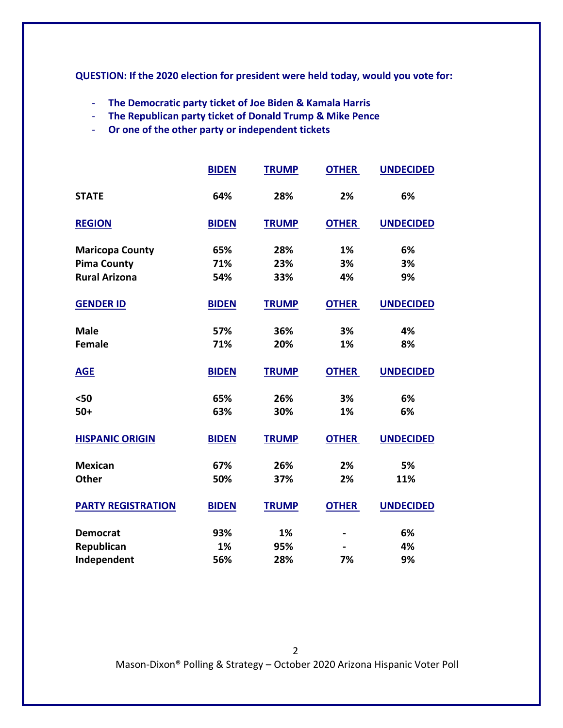**QUESTION: If the 2020 election for president were held today, would you vote for:**

- **The Democratic party ticket of Joe Biden & Kamala Harris**
- **The Republican party ticket of Donald Trump & Mike Pence**
- **Or one of the other party or independent tickets**

| | BIDEN | TRUMP | OTHER | UNDECIDED |
|---|---|---|---|---|
| **STATE** | 64% | 28% | 2% | 6% |
| **REGION** | **BIDEN** | **TRUMP** | **OTHER** | **UNDECIDED** |
| Maricopa County | 65% | 28% | 1% | 6% |
| Pima County | 71% | 23% | 3% | 3% |
| Rural Arizona | 54% | 33% | 4% | 9% |
| **GENDER ID** | **BIDEN** | **TRUMP** | **OTHER** | **UNDECIDED** |
| Male | 57% | 36% | 3% | 4% |
| Female | 71% | 20% | 1% | 8% |
| **AGE** | **BIDEN** | **TRUMP** | **OTHER** | **UNDECIDED** |
| <50 | 65% | 26% | 3% | 6% |
| 50+ | 63% | 30% | 1% | 6% |
| **HISPANIC ORIGIN** | **BIDEN** | **TRUMP** | **OTHER** | **UNDECIDED** |
| Mexican | 67% | 26% | 2% | 5% |
| Other | 50% | 37% | 2% | 11% |
| **PARTY REGISTRATION** | **BIDEN** | **TRUMP** | **OTHER** | **UNDECIDED** |
| Democrat | 93% | 1% | - | 6% |
| Republican | 1% | 95% | - | 4% |
| Independent | 56% | 28% | 7% | 9% |

Mason-Dixon® Polling & Strategy – October 2020 Arizona Hispanic Voter Poll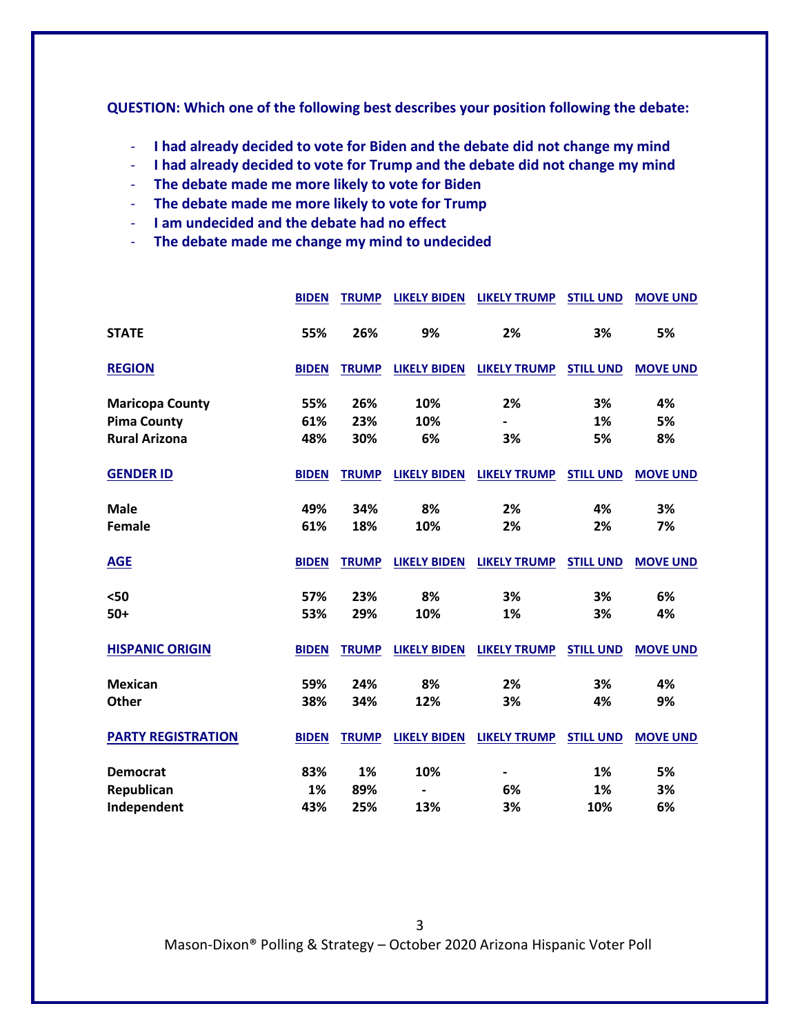**QUESTION: Which one of the following best describes your position following the debate:**

- **I had already decided to vote for Biden and the debate did not change my mind**
- **I had already decided to vote for Trump and the debate did not change my mind**
- **The debate made me more likely to vote for Biden**
- **The debate made me more likely to vote for Trump**
- **I am undecided and the debate had no effect**
- **The debate made me change my mind to undecided**

| | BIDEN | TRUMP | LIKELY BIDEN | LIKELY TRUMP | STILL UND | MOVE UND |
|---|---|---|---|---|---|---|
| **STATE** | 55% | 26% | 9% | 2% | 3% | 5% |
| **REGION** | **BIDEN** | **TRUMP** | **LIKELY BIDEN** | **LIKELY TRUMP** | **STILL UND** | **MOVE UND** |
| Maricopa County | 55% | 26% | 10% | 2% | 3% | 4% |
| Pima County | 61% | 23% | 10% | - | 1% | 5% |
| Rural Arizona | 48% | 30% | 6% | 3% | 5% | 8% |
| **GENDER ID** | **BIDEN** | **TRUMP** | **LIKELY BIDEN** | **LIKELY TRUMP** | **STILL UND** | **MOVE UND** |
| Male | 49% | 34% | 8% | 2% | 4% | 3% |
| Female | 61% | 18% | 10% | 2% | 2% | 7% |
| **AGE** | **BIDEN** | **TRUMP** | **LIKELY BIDEN** | **LIKELY TRUMP** | **STILL UND** | **MOVE UND** |
| <50 | 57% | 23% | 8% | 3% | 3% | 6% |
| 50+ | 53% | 29% | 10% | 1% | 3% | 4% |
| **HISPANIC ORIGIN** | **BIDEN** | **TRUMP** | **LIKELY BIDEN** | **LIKELY TRUMP** | **STILL UND** | **MOVE UND** |
| Mexican | 59% | 24% | 8% | 2% | 3% | 4% |
| Other | 38% | 34% | 12% | 3% | 4% | 9% |
| **PARTY REGISTRATION** | **BIDEN** | **TRUMP** | **LIKELY BIDEN** | **LIKELY TRUMP** | **STILL UND** | **MOVE UND** |
| Democrat | 83% | 1% | 10% | - | 1% | 5% |
| Republican | 1% | 89% | - | 6% | 1% | 3% |
| Independent | 43% | 25% | 13% | 3% | 10% | 6% |

Mason-Dixon® Polling & Strategy – October 2020 Arizona Hispanic Voter Poll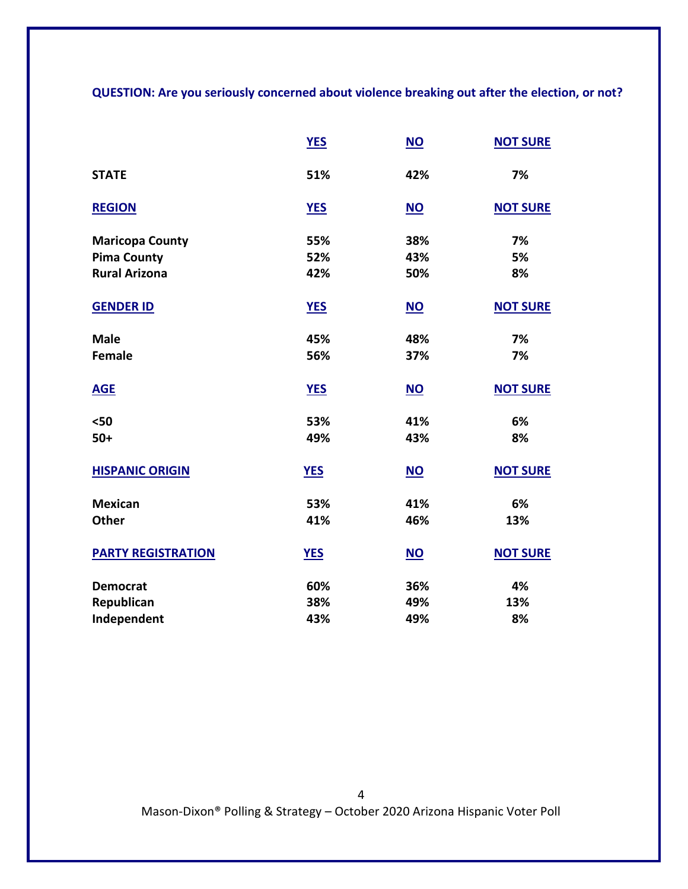**QUESTION: Are you seriously concerned about violence breaking out after the election, or not?**

| | YES | NO | NOT SURE |
|---|---|---|---|
| **STATE** | 51% | 42% | 7% |
| **REGION** | **YES** | **NO** | **NOT SURE** |
| Maricopa County | 55% | 38% | 7% |
| Pima County | 52% | 43% | 5% |
| Rural Arizona | 42% | 50% | 8% |
| **GENDER ID** | **YES** | **NO** | **NOT SURE** |
| Male | 45% | 48% | 7% |
| Female | 56% | 37% | 7% |
| **AGE** | **YES** | **NO** | **NOT SURE** |
| <50 | 53% | 41% | 6% |
| 50+ | 49% | 43% | 8% |
| **HISPANIC ORIGIN** | **YES** | **NO** | **NOT SURE** |
| Mexican | 53% | 41% | 6% |
| Other | 41% | 46% | 13% |
| **PARTY REGISTRATION** | **YES** | **NO** | **NOT SURE** |
| Democrat | 60% | 36% | 4% |
| Republican | 38% | 49% | 13% |
| Independent | 43% | 49% | 8% |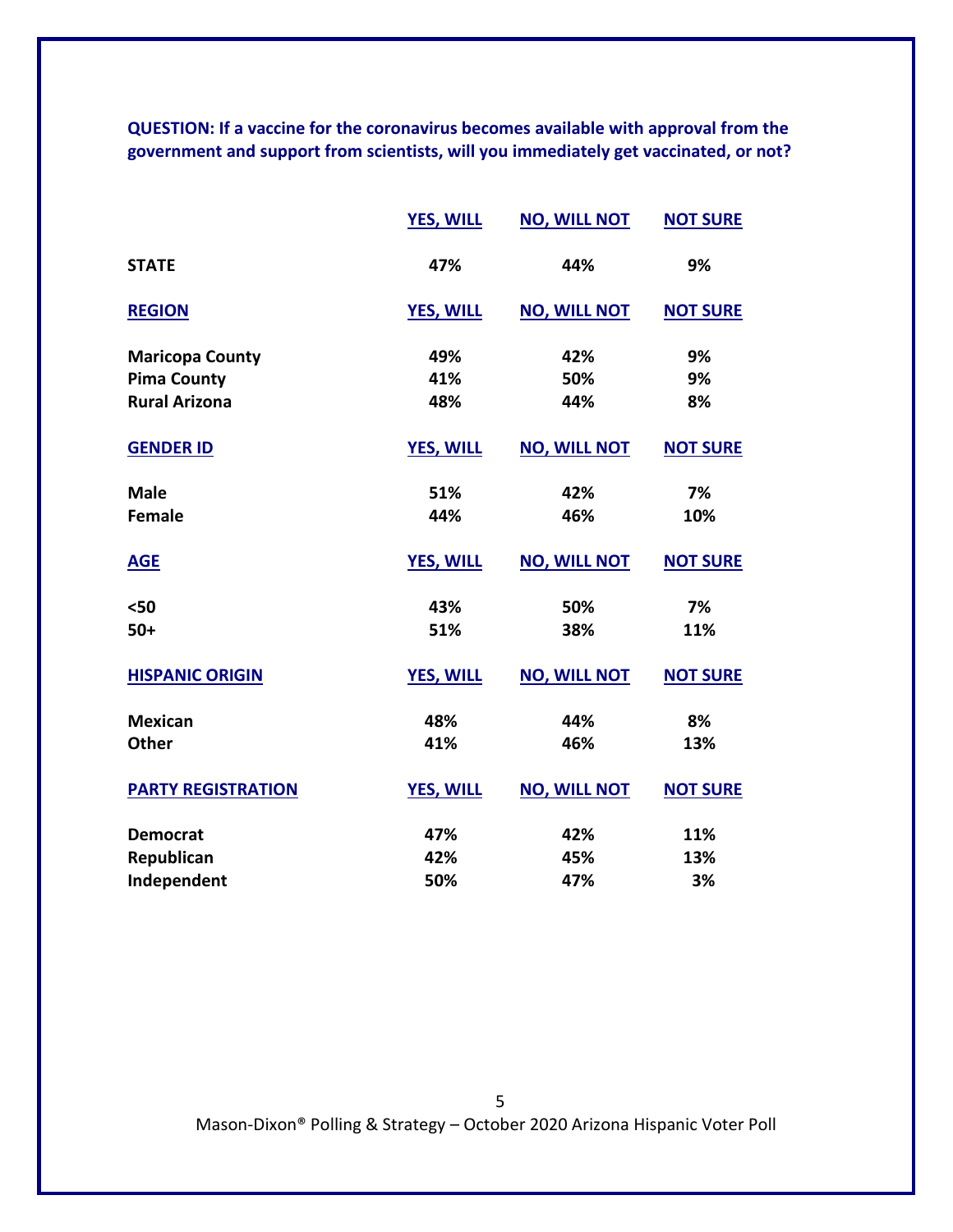**QUESTION: If a vaccine for the coronavirus becomes available with approval from the government and support from scientists, will you immediately get vaccinated, or not?**

| | YES, WILL | NO, WILL NOT | NOT SURE |
|---|---|---|---|
| **STATE** | 47% | 44% | 9% |
| **REGION** | | | |
| Maricopa County | 49% | 42% | 9% |
| Pima County | 41% | 50% | 9% |
| Rural Arizona | 48% | 44% | 8% |
| **GENDER ID** | | | |
| Male | 51% | 42% | 7% |
| Female | 44% | 46% | 10% |
| **AGE** | | | |
| <50 | 43% | 50% | 7% |
| 50+ | 51% | 38% | 11% |
| **HISPANIC ORIGIN** | | | |
| Mexican | 48% | 44% | 8% |
| Other | 41% | 46% | 13% |
| **PARTY REGISTRATION** | | | |
| Democrat | 47% | 42% | 11% |
| Republican | 42% | 45% | 13% |
| Independent | 50% | 47% | 3% |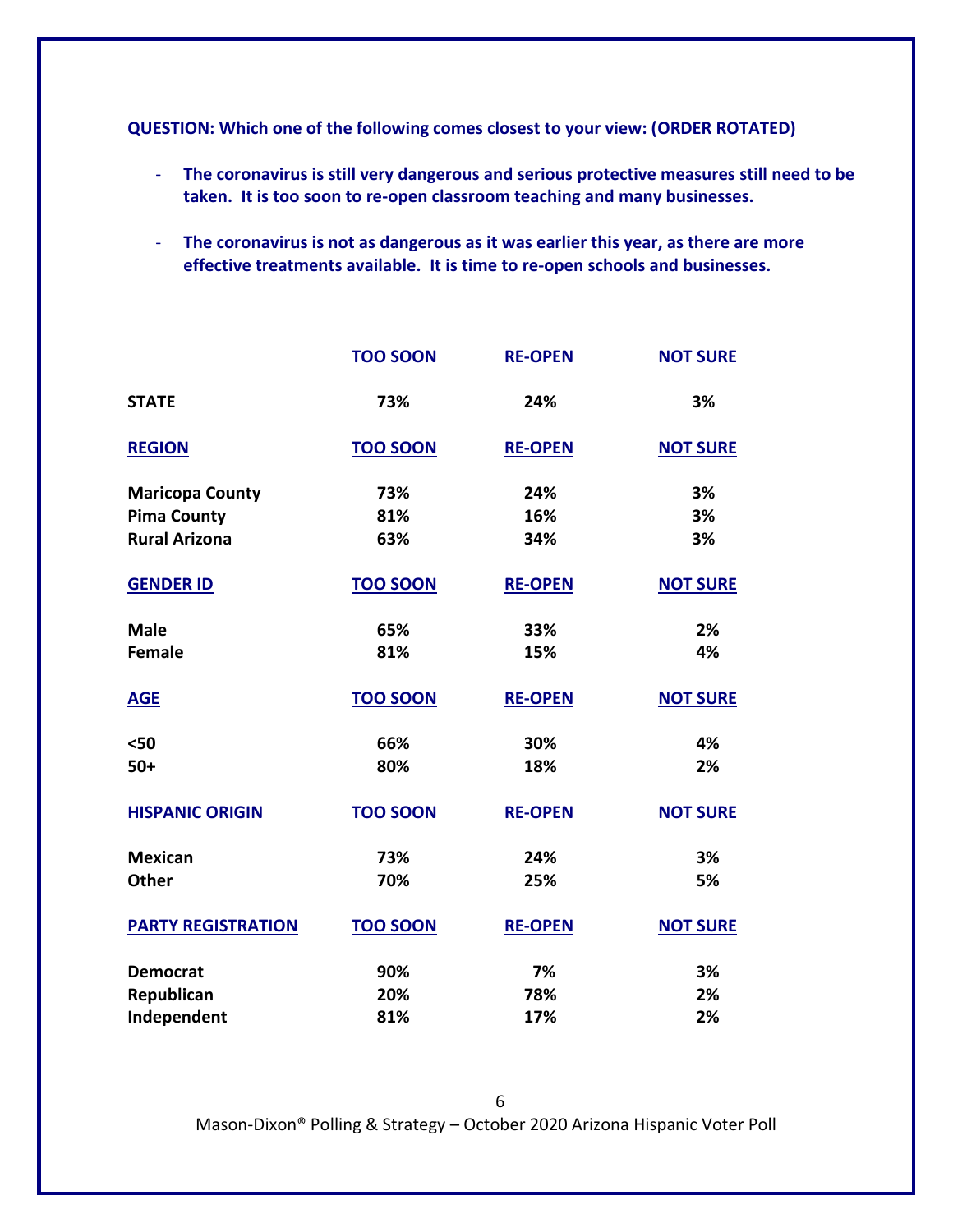**QUESTION: Which one of the following comes closest to your view: (ORDER ROTATED)**

- **The coronavirus is still very dangerous and serious protective measures still need to be taken. It is too soon to re-open classroom teaching and many businesses.**
- **The coronavirus is not as dangerous as it was earlier this year, as there are more effective treatments available. It is time to re-open schools and businesses.**

| | TOO SOON | RE-OPEN | NOT SURE |
|---|---|---|---|
| **STATE** | 73% | 24% | 3% |
| **REGION** | **TOO SOON** | **RE-OPEN** | **NOT SURE** |
| Maricopa County | 73% | 24% | 3% |
| Pima County | 81% | 16% | 3% |
| Rural Arizona | 63% | 34% | 3% |
| **GENDER ID** | **TOO SOON** | **RE-OPEN** | **NOT SURE** |
| Male | 65% | 33% | 2% |
| Female | 81% | 15% | 4% |
| **AGE** | **TOO SOON** | **RE-OPEN** | **NOT SURE** |
| <50 | 66% | 30% | 4% |
| 50+ | 80% | 18% | 2% |
| **HISPANIC ORIGIN** | **TOO SOON** | **RE-OPEN** | **NOT SURE** |
| Mexican | 73% | 24% | 3% |
| Other | 70% | 25% | 5% |
| **PARTY REGISTRATION** | **TOO SOON** | **RE-OPEN** | **NOT SURE** |
| Democrat | 90% | 7% | 3% |
| Republican | 20% | 78% | 2% |
| Independent | 81% | 17% | 2% |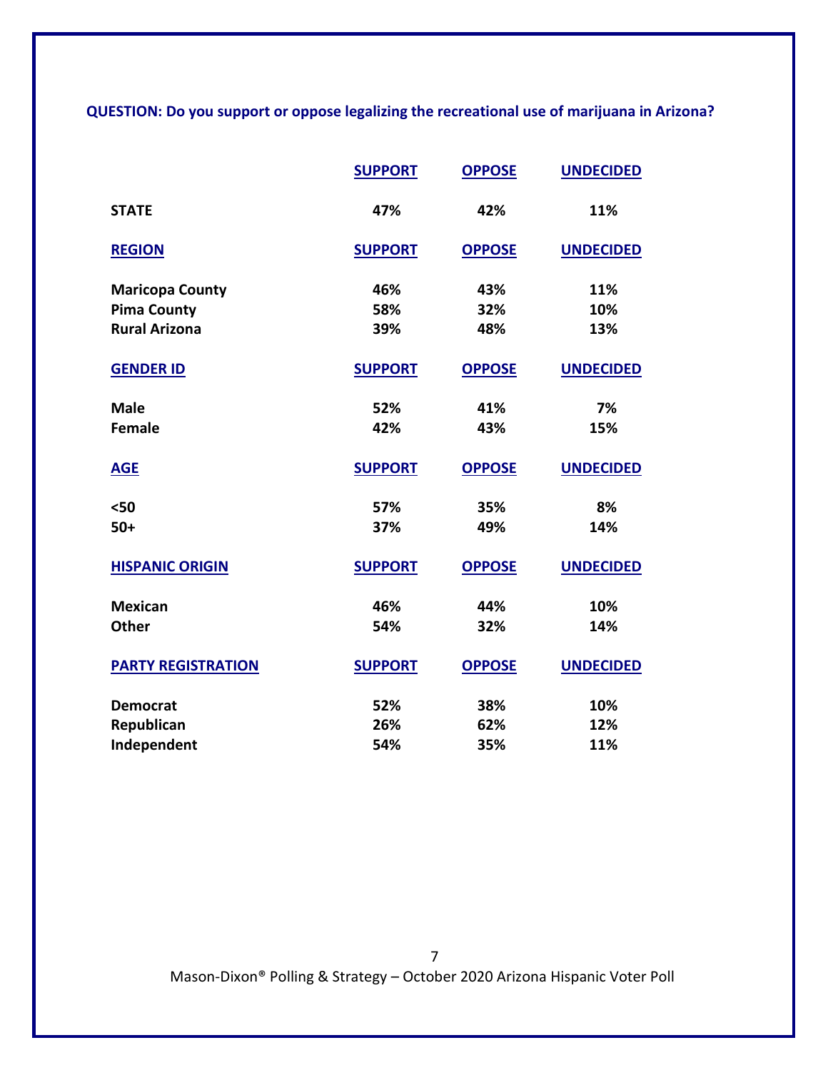**QUESTION: Do you support or oppose legalizing the recreational use of marijuana in Arizona?**

| | SUPPORT | OPPOSE | UNDECIDED |
|---|---|---|---|
| **STATE** | 47% | 42% | 11% |
| **REGION** | **SUPPORT** | **OPPOSE** | **UNDECIDED** |
| Maricopa County | 46% | 43% | 11% |
| Pima County | 58% | 32% | 10% |
| Rural Arizona | 39% | 48% | 13% |
| **GENDER ID** | **SUPPORT** | **OPPOSE** | **UNDECIDED** |
| Male | 52% | 41% | 7% |
| Female | 42% | 43% | 15% |
| **AGE** | **SUPPORT** | **OPPOSE** | **UNDECIDED** |
| <50 | 57% | 35% | 8% |
| 50+ | 37% | 49% | 14% |
| **HISPANIC ORIGIN** | **SUPPORT** | **OPPOSE** | **UNDECIDED** |
| Mexican | 46% | 44% | 10% |
| Other | 54% | 32% | 14% |
| **PARTY REGISTRATION** | **SUPPORT** | **OPPOSE** | **UNDECIDED** |
| Democrat | 52% | 38% | 10% |
| Republican | 26% | 62% | 12% |
| Independent | 54% | 35% | 11% |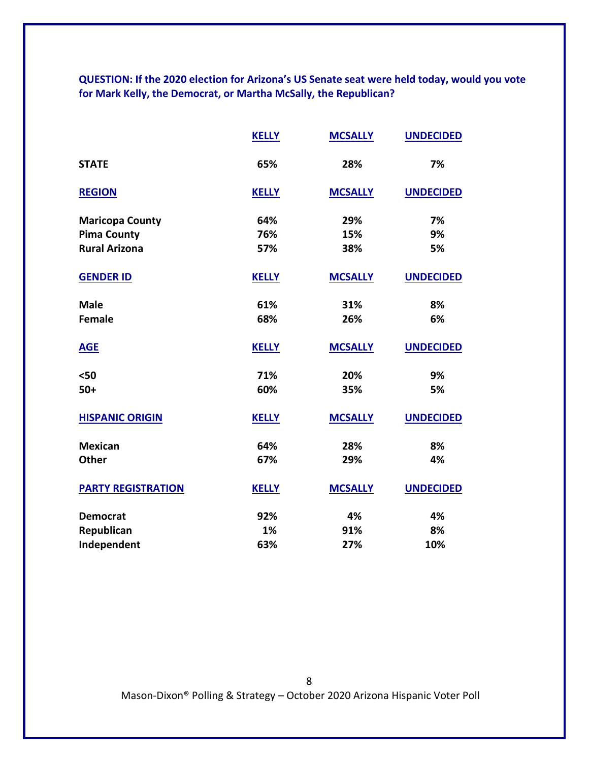**QUESTION: If the 2020 election for Arizona's US Senate seat were held today, would you vote for Mark Kelly, the Democrat, or Martha McSally, the Republican?**

| | KELLY | MCSALLY | UNDECIDED |
|---|---|---|---|
| **STATE** | 65% | 28% | 7% |
| **REGION** | **KELLY** | **MCSALLY** | **UNDECIDED** |
| Maricopa County | 64% | 29% | 7% |
| Pima County | 76% | 15% | 9% |
| Rural Arizona | 57% | 38% | 5% |
| **GENDER ID** | **KELLY** | **MCSALLY** | **UNDECIDED** |
| Male | 61% | 31% | 8% |
| Female | 68% | 26% | 6% |
| **AGE** | **KELLY** | **MCSALLY** | **UNDECIDED** |
| <50 | 71% | 20% | 9% |
| 50+ | 60% | 35% | 5% |
| **HISPANIC ORIGIN** | **KELLY** | **MCSALLY** | **UNDECIDED** |
| Mexican | 64% | 28% | 8% |
| Other | 67% | 29% | 4% |
| **PARTY REGISTRATION** | **KELLY** | **MCSALLY** | **UNDECIDED** |
| Democrat | 92% | 4% | 4% |
| Republican | 1% | 91% | 8% |
| Independent | 63% | 27% | 10% |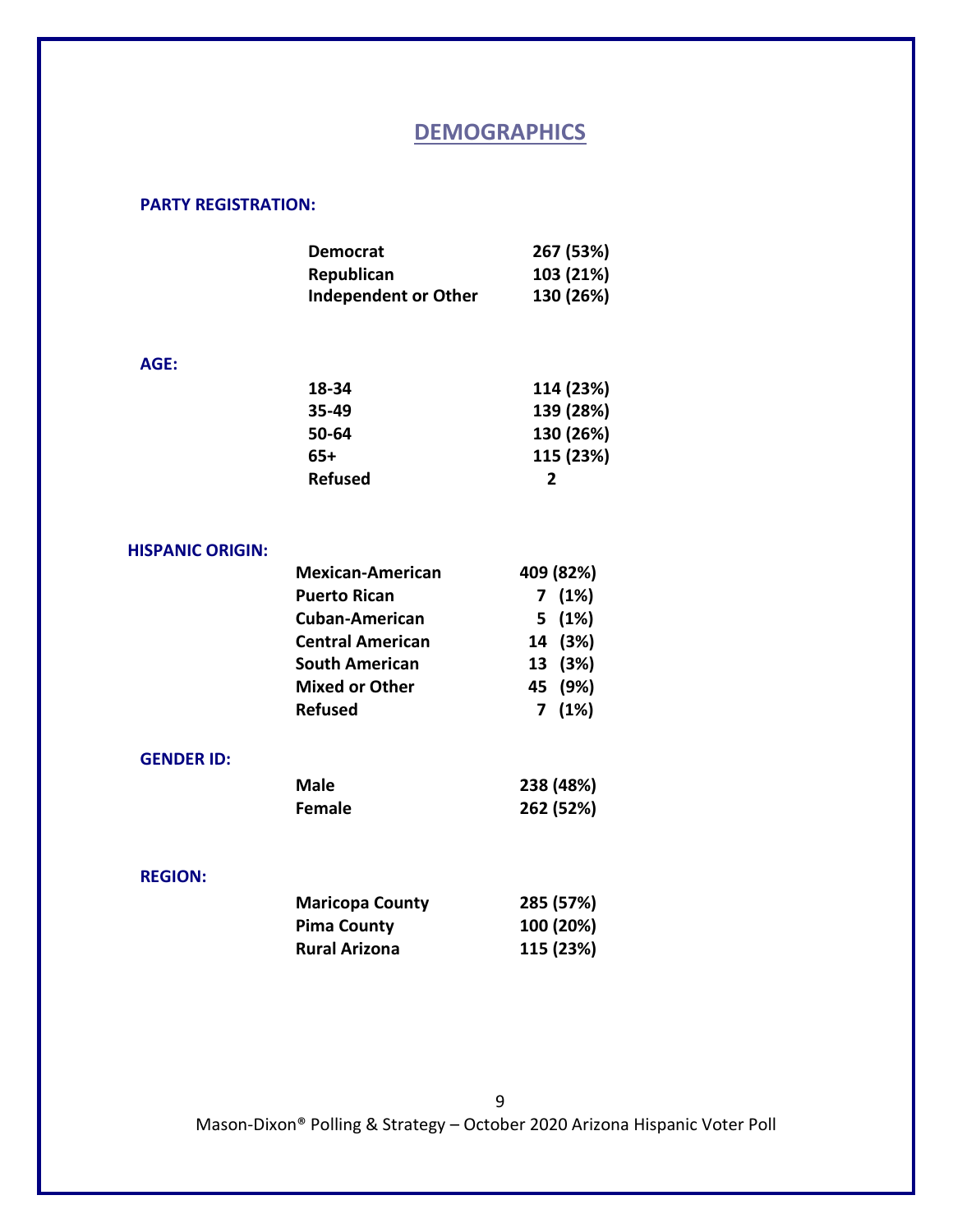# DEMOGRAPHICS

**PARTY REGISTRATION:**

| | |
|---|---|
| Democrat | 267 (53%) |
| Republican | 103 (21%) |
| Independent or Other | 130 (26%) |

**AGE:**

| | |
|---|---|
| 18-34 | 114 (23%) |
| 35-49 | 139 (28%) |
| 50-64 | 130 (26%) |
| 65+ | 115 (23%) |
| Refused | 2 |

**HISPANIC ORIGIN:**

| | |
|---|---|
| Mexican-American | 409 (82%) |
| Puerto Rican | 7 (1%) |
| Cuban-American | 5 (1%) |
| Central American | 14 (3%) |
| South American | 13 (3%) |
| Mixed or Other | 45 (9%) |
| Refused | 7 (1%) |

**GENDER ID:**

| | |
|---|---|
| Male | 238 (48%) |
| Female | 262 (52%) |

**REGION:**

| | |
|---|---|
| Maricopa County | 285 (57%) |
| Pima County | 100 (20%) |
| Rural Arizona | 115 (23%) |